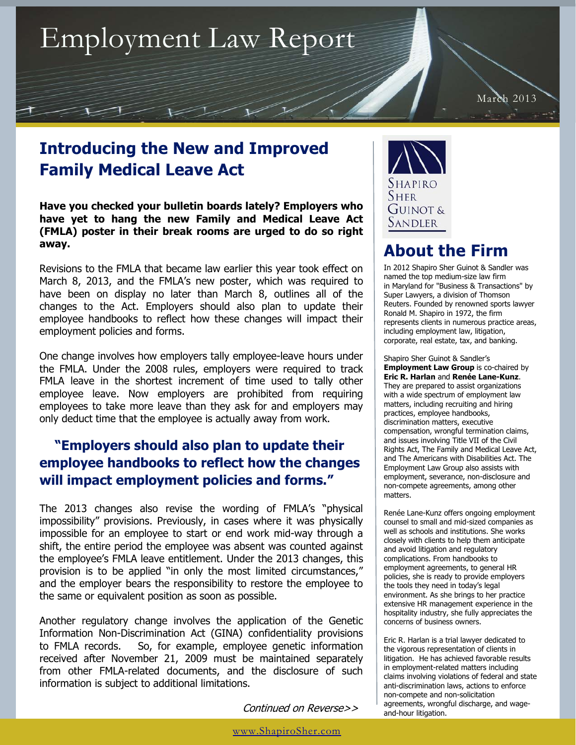# Employment Law Report

March 2013

## Introducing the New and Improved Family Medical Leave Act

**Have you checked your bulletin boards lately? Employers who have yet to hang the new Family and Medical Leave Act (FMLA) poster in their break rooms are urged to do so right away.**

Revisions to the FMLA that became law earlier this year took effect on March 8, 2013, and the FMLA's new poster, which was required to have been on display no later than March 8, outlines all of the changes to the Act. Employers should also plan to update their employee handbooks to reflect how these changes will impact their employment policies and forms.

One change involves how employers tally employee-leave hours under the FMLA. Under the 2008 rules, employers were required to track FMLA leave in the shortest increment of time used to tally other employee leave. Now employers are prohibited from requiring employees to take more leave than they ask for and employers may only deduct time that the employee is actually away from work.

> **"Employers should also plan to update their employee handbooks to reflect how the changes will impact employment policies and forms."**

The 2013 changes also revise the wording of FMLA's "physical impossibility" provisions. Previously, in cases where it was physically impossible for an employee to start or end work mid-way through a shift, the entire period the employee was absent was counted against the employee's FMLA leave entitlement. Under the 2013 changes, this provision is to be applied "in only the most limited circumstances," and the employer bears the responsibility to restore the employee to the same or equivalent position as soon as possible.

Another regulatory change involves the application of the Genetic Information Non-Discrimination Act (GINA) confidentiality provisions to FMLA records. So, for example, employee genetic information received after November 21, 2009 must be maintained separately from other FMLA-related documents, and the disclosure of such information is subject to additional limitations.

*Continued on Reverse>>*

Shapiro Sher Guinot & Sandler

## About the Firm

In 2012 Shapiro Sher Guinot & Sandler was named the top medium-size law firm in Maryland for "Business & Transactions" by Super Lawyers, a division of Thomson Reuters. Founded by renowned sports lawyer Ronald M. Shapiro in 1972, the firm represents clients in numerous practice areas, including employment law, litigation, corporate, real estate, tax, and banking.

Shapiro Sher Guinot & Sandler's **Employment Law Group** is co-chaired by **Eric R. Harlan** and **Renée Lane-Kunz**. They are prepared to assist organizations with a wide spectrum of employment law matters, including recruiting and hiring practices, employee handbooks, discrimination matters, executive compensation, wrongful termination claims, and issues involving Title VII of the Civil Rights Act, The Family and Medical Leave Act, and The Americans with Disabilities Act. The Employment Law Group also assists with employment, severance, non-disclosure and non-compete agreements, among other matters.

Renée Lane-Kunz offers ongoing employment counsel to small and mid-sized companies as well as schools and institutions. She works closely with clients to help them anticipate and avoid litigation and regulatory complications. From handbooks to employment agreements, to general HR policies, she is ready to provide employers the tools they need in today's legal environment. As she brings to her practice extensive HR management experience in the hospitality industry, she fully appreciates the concerns of business owners.

Eric R. Harlan is a trial lawyer dedicated to the vigorous representation of clients in litigation. He has achieved favorable results in employment-related matters including claims involving violations of federal and state anti-discrimination laws, actions to enforce non-compete and non-solicitation agreements, wrongful discharge, and wage-and-hour litigation.

www.ShapiroSher.com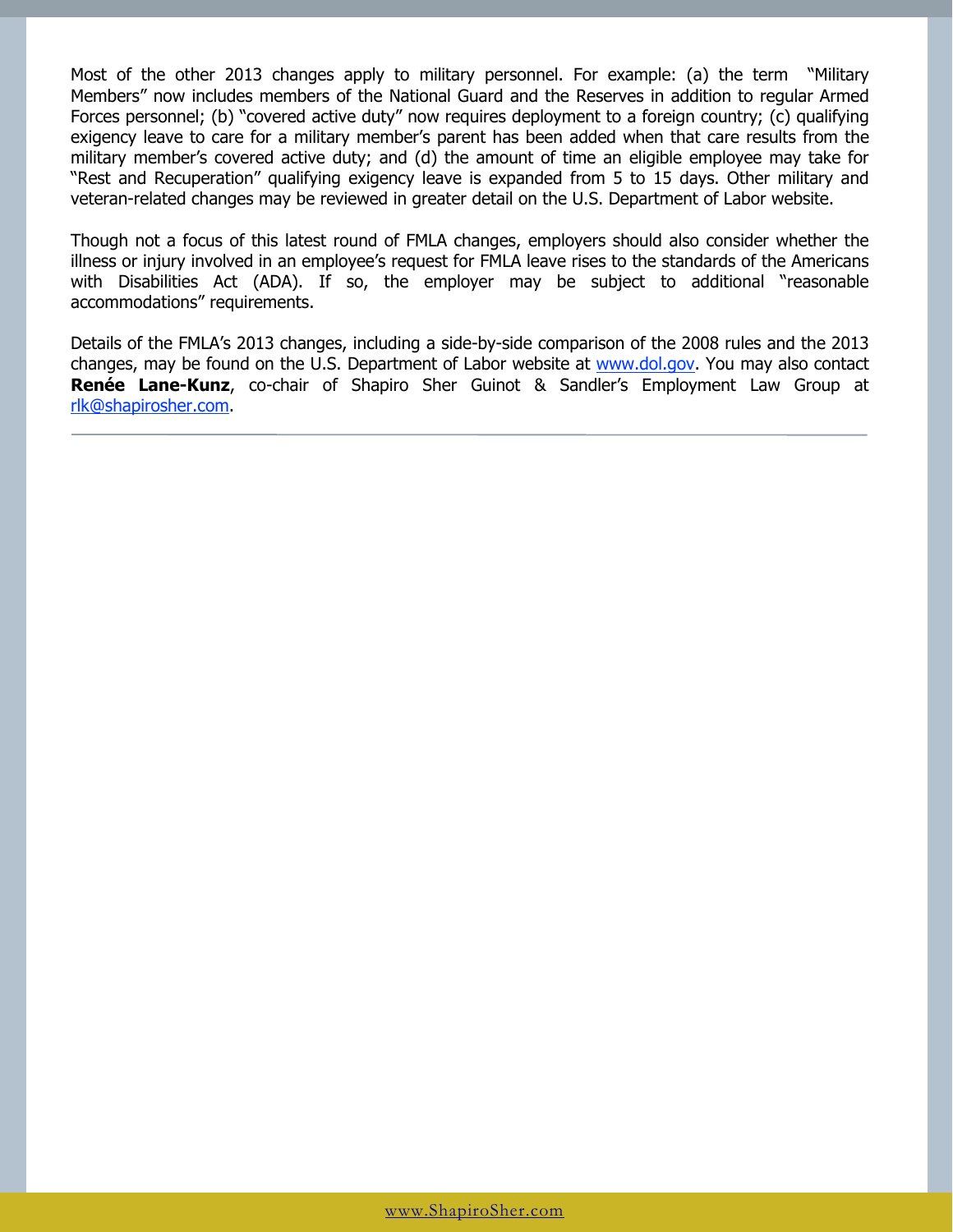Most of the other 2013 changes apply to military personnel. For example: (a) the term "Military Members" now includes members of the National Guard and the Reserves in addition to regular Armed Forces personnel; (b) "covered active duty" now requires deployment to a foreign country; (c) qualifying exigency leave to care for a military member's parent has been added when that care results from the military member's covered active duty; and (d) the amount of time an eligible employee may take for "Rest and Recuperation" qualifying exigency leave is expanded from 5 to 15 days. Other military and veteran-related changes may be reviewed in greater detail on the U.S. Department of Labor website.

Though not a focus of this latest round of FMLA changes, employers should also consider whether the illness or injury involved in an employee's request for FMLA leave rises to the standards of the Americans with Disabilities Act (ADA). If so, the employer may be subject to additional "reasonable accommodations" requirements.

Details of the FMLA's 2013 changes, including a side-by-side comparison of the 2008 rules and the 2013 changes, may be found on the U.S. Department of Labor website at www.dol.gov. You may also contact **Renée Lane-Kunz**, co-chair of Shapiro Sher Guinot & Sandler's Employment Law Group at rlk@shapirosher.com.

---